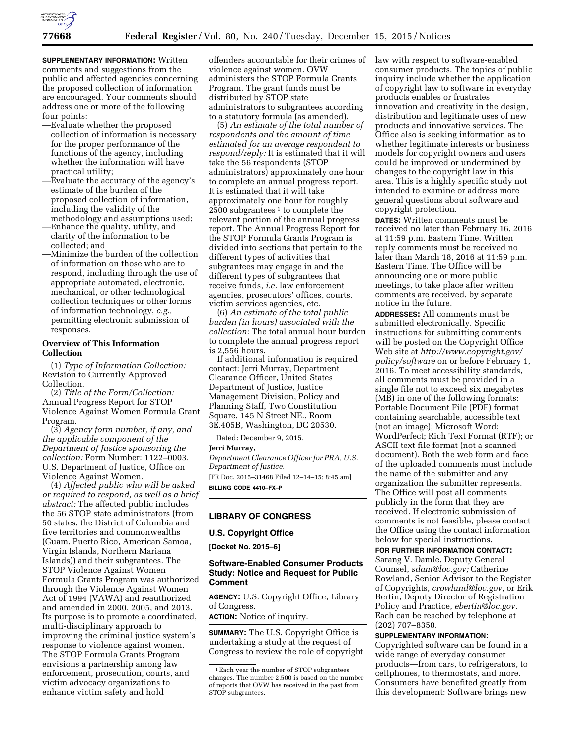**SUPPLEMENTARY INFORMATION:** Written comments and suggestions from the public and affected agencies concerning the proposed collection of information are encouraged. Your comments should address one or more of the following four points:

—Evaluate whether the proposed collection of information is necessary for the proper performance of the functions of the agency, including whether the information will have practical utility;

—Evaluate the accuracy of the agency's estimate of the burden of the proposed collection of information, including the validity of the methodology and assumptions used;

—Enhance the quality, utility, and clarity of the information to be collected; and

—Minimize the burden of the collection of information on those who are to respond, including through the use of appropriate automated, electronic, mechanical, or other technological collection techniques or other forms of information technology, *e.g.,* permitting electronic submission of responses.

## Overview of This Information Collection

(1) *Type of Information Collection:* Revision to Currently Approved Collection.

(2) *Title of the Form/Collection:* Annual Progress Report for STOP Violence Against Women Formula Grant Program.

(3) *Agency form number, if any, and the applicable component of the Department of Justice sponsoring the collection:* Form Number: 1122–0003. U.S. Department of Justice, Office on Violence Against Women.

(4) *Affected public who will be asked or required to respond, as well as a brief abstract:* The affected public includes the 56 STOP state administrators (from 50 states, the District of Columbia and five territories and commonwealths (Guam, Puerto Rico, American Samoa, Virgin Islands, Northern Mariana Islands)) and their subgrantees. The STOP Violence Against Women Formula Grants Program was authorized through the Violence Against Women Act of 1994 (VAWA) and reauthorized and amended in 2000, 2005, and 2013. Its purpose is to promote a coordinated, multi-disciplinary approach to improving the criminal justice system's response to violence against women. The STOP Formula Grants Program envisions a partnership among law enforcement, prosecution, courts, and victim advocacy organizations to enhance victim safety and hold offenders accountable for their crimes of violence against women. OVW administers the STOP Formula Grants Program. The grant funds must be distributed by STOP state administrators to subgrantees according to a statutory formula (as amended).

(5) *An estimate of the total number of respondents and the amount of time estimated for an average respondent to respond/reply:* It is estimated that it will take the 56 respondents (STOP administrators) approximately one hour to complete an annual progress report. It is estimated that it will take approximately one hour for roughly 2500 subgrantees [1] to complete the relevant portion of the annual progress report. The Annual Progress Report for the STOP Formula Grants Program is divided into sections that pertain to the different types of activities that subgrantees may engage in and the different types of subgrantees that receive funds, *i.e.* law enforcement agencies, prosecutors' offices, courts, victim services agencies, etc.

(6) *An estimate of the total public burden (in hours) associated with the collection:* The total annual hour burden to complete the annual progress report is 2,556 hours.

If additional information is required contact: Jerri Murray, Department Clearance Officer, United States Department of Justice, Justice Management Division, Policy and Planning Staff, Two Constitution Square, 145 N Street NE., Room 3E.405B, Washington, DC 20530.

Dated: December 9, 2015.

**Jerri Murray,**

*Department Clearance Officer for PRA, U.S. Department of Justice.*

[FR Doc. 2015–31468 Filed 12–14–15; 8:45 am]

**BILLING CODE 4410–FX–P**

[1] Each year the number of STOP subgrantees changes. The number 2,500 is based on the number of reports that OVW has received in the past from STOP subgrantees.

---

## LIBRARY OF CONGRESS

### U.S. Copyright Office

**[Docket No. 2015–6]**

### Software-Enabled Consumer Products Study: Notice and Request for Public Comment

**AGENCY:** U.S. Copyright Office, Library of Congress.

**ACTION:** Notice of inquiry.

**SUMMARY:** The U.S. Copyright Office is undertaking a study at the request of Congress to review the role of copyright law with respect to software-enabled consumer products. The topics of public inquiry include whether the application of copyright law to software in everyday products enables or frustrates innovation and creativity in the design, distribution and legitimate uses of new products and innovative services. The Office also is seeking information as to whether legitimate interests or business models for copyright owners and users could be improved or undermined by changes to the copyright law in this area. This is a highly specific study not intended to examine or address more general questions about software and copyright protection.

**DATES:** Written comments must be received no later than February 16, 2016 at 11:59 p.m. Eastern Time. Written reply comments must be received no later than March 18, 2016 at 11:59 p.m. Eastern Time. The Office will be announcing one or more public meetings, to take place after written comments are received, by separate notice in the future.

**ADDRESSES:** All comments must be submitted electronically. Specific instructions for submitting comments will be posted on the Copyright Office Web site at *http://www.copyright.gov/policy/software* on or before February 1, 2016. To meet accessibility standards, all comments must be provided in a single file not to exceed six megabytes (MB) in one of the following formats: Portable Document File (PDF) format containing searchable, accessible text (not an image); Microsoft Word; WordPerfect; Rich Text Format (RTF); or ASCII text file format (not a scanned document). Both the web form and face of the uploaded comments must include the name of the submitter and any organization the submitter represents. The Office will post all comments publicly in the form that they are received. If electronic submission of comments is not feasible, please contact the Office using the contact information below for special instructions.

**FOR FURTHER INFORMATION CONTACT:** Sarang V. Damle, Deputy General Counsel, *sdam@loc.gov;* Catherine Rowland, Senior Advisor to the Register of Copyrights, *crowland@loc.gov;* or Erik Bertin, Deputy Director of Registration Policy and Practice, *ebertin@loc.gov.* Each can be reached by telephone at (202) 707–8350.

**SUPPLEMENTARY INFORMATION:** Copyrighted software can be found in a wide range of everyday consumer products—from cars, to refrigerators, to cellphones, to thermostats, and more. Consumers have benefited greatly from this development: Software brings new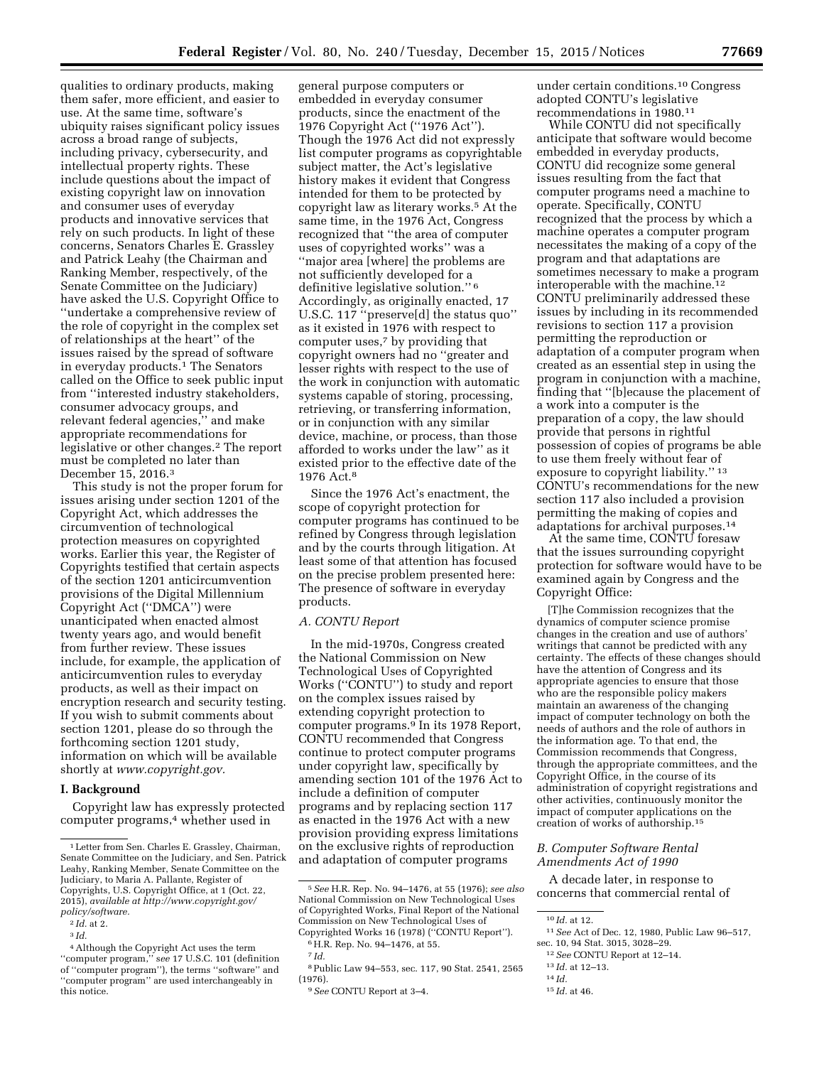qualities to ordinary products, making them safer, more efficient, and easier to use. At the same time, software's ubiquity raises significant policy issues across a broad range of subjects, including privacy, cybersecurity, and intellectual property rights. These include questions about the impact of existing copyright law on innovation and consumer uses of everyday products and innovative services that rely on such products. In light of these concerns, Senators Charles E. Grassley and Patrick Leahy (the Chairman and Ranking Member, respectively, of the Senate Committee on the Judiciary) have asked the U.S. Copyright Office to ''undertake a comprehensive review of the role of copyright in the complex set of relationships at the heart'' of the issues raised by the spread of software in everyday products.[1] The Senators called on the Office to seek public input from ''interested industry stakeholders, consumer advocacy groups, and relevant federal agencies,'' and make appropriate recommendations for legislative or other changes.[2] The report must be completed no later than December 15, 2016.[3]

This study is not the proper forum for issues arising under section 1201 of the Copyright Act, which addresses the circumvention of technological protection measures on copyrighted works. Earlier this year, the Register of Copyrights testified that certain aspects of the section 1201 anticircumvention provisions of the Digital Millennium Copyright Act (''DMCA'') were unanticipated when enacted almost twenty years ago, and would benefit from further review. These issues include, for example, the application of anticircumvention rules to everyday products, as well as their impact on encryption research and security testing. If you wish to submit comments about section 1201, please do so through the forthcoming section 1201 study, information on which will be available shortly at *www.copyright.gov.*

## I. Background

Copyright law has expressly protected computer programs,[4] whether used in general purpose computers or embedded in everyday consumer products, since the enactment of the 1976 Copyright Act (''1976 Act''). Though the 1976 Act did not expressly list computer programs as copyrightable subject matter, the Act's legislative history makes it evident that Congress intended for them to be protected by copyright law as literary works.[5] At the same time, in the 1976 Act, Congress recognized that ''the area of computer uses of copyrighted works'' was a ''major area [where] the problems are not sufficiently developed for a definitive legislative solution.''[6] Accordingly, as originally enacted, 17 U.S.C. 117 ''preserve[d] the status quo'' as it existed in 1976 with respect to computer uses,[7] by providing that copyright owners had no ''greater and lesser rights with respect to the use of the work in conjunction with automatic systems capable of storing, processing, retrieving, or transferring information, or in conjunction with any similar device, machine, or process, than those afforded to works under the law'' as it existed prior to the effective date of the 1976 Act.[8]

Since the 1976 Act's enactment, the scope of copyright protection for computer programs has continued to be refined by Congress through legislation and by the courts through litigation. At least some of that attention has focused on the precise problem presented here: The presence of software in everyday products.

### A. CONTU Report

In the mid-1970s, Congress created the National Commission on New Technological Uses of Copyrighted Works (''CONTU'') to study and report on the complex issues raised by extending copyright protection to computer programs.[9] In its 1978 Report, CONTU recommended that Congress continue to protect computer programs under copyright law, specifically by amending section 101 of the 1976 Act to include a definition of computer programs and by replacing section 117 as enacted in the 1976 Act with a new provision providing express limitations on the exclusive rights of reproduction and adaptation of computer programs under certain conditions.[10] Congress adopted CONTU's legislative recommendations in 1980.[11]

While CONTU did not specifically anticipate that software would become embedded in everyday products, CONTU did recognize some general issues resulting from the fact that computer programs need a machine to operate. Specifically, CONTU recognized that the process by which a machine operates a computer program necessitates the making of a copy of the program and that adaptations are sometimes necessary to make a program interoperable with the machine.[12] CONTU preliminarily addressed these issues by including in its recommended revisions to section 117 a provision permitting the reproduction or adaptation of a computer program when created as an essential step in using the program in conjunction with a machine, finding that ''[b]ecause the placement of a work into a computer is the preparation of a copy, the law should provide that persons in rightful possession of copies of programs be able to use them freely without fear of exposure to copyright liability.''[13] CONTU's recommendations for the new section 117 also included a provision permitting the making of copies and adaptations for archival purposes.[14]

At the same time, CONTU foresaw that the issues surrounding copyright protection for software would have to be examined again by Congress and the Copyright Office:

> [T]he Commission recognizes that the dynamics of computer science promise changes in the creation and use of authors' writings that cannot be predicted with any certainty. The effects of these changes should have the attention of Congress and its appropriate agencies to ensure that those who are the responsible policy makers maintain an awareness of the changing impact of computer technology on both the needs of authors and the role of authors in the information age. To that end, the Commission recommends that Congress, through the appropriate committees, and the Copyright Office, in the course of its administration of copyright registrations and other activities, continuously monitor the impact of computer applications on the creation of works of authorship.[15]

### B. Computer Software Rental Amendments Act of 1990

A decade later, in response to concerns that commercial rental of

---

[1] Letter from Sen. Charles E. Grassley, Chairman, Senate Committee on the Judiciary, and Sen. Patrick Leahy, Ranking Member, Senate Committee on the Judiciary, to Maria A. Pallante, Register of Copyrights, U.S. Copyright Office, at 1 (Oct. 22, 2015), *available at http://www.copyright.gov/policy/software.*

[2] *Id.* at 2.

[3] *Id.*

[4] Although the Copyright Act uses the term ''computer program,'' *see* 17 U.S.C. 101 (definition of ''computer program''), the terms ''software'' and ''computer program'' are used interchangeably in this notice.

[5] *See* H.R. Rep. No. 94–1476, at 55 (1976); *see also* National Commission on New Technological Uses of Copyrighted Works, Final Report of the National Commission on New Technological Uses of Copyrighted Works 16 (1978) (''CONTU Report'').

[6] H.R. Rep. No. 94–1476, at 55.

[7] *Id.*

[8] Public Law 94–553, sec. 117, 90 Stat. 2541, 2565 (1976).

[9] *See* CONTU Report at 3–4.

[10] *Id.* at 12.

[11] *See* Act of Dec. 12, 1980, Public Law 96–517, sec. 10, 94 Stat. 3015, 3028–29.

[12] *See* CONTU Report at 12–14.

[13] *Id.* at 12–13.

[14] *Id.*

[15] *Id.* at 46.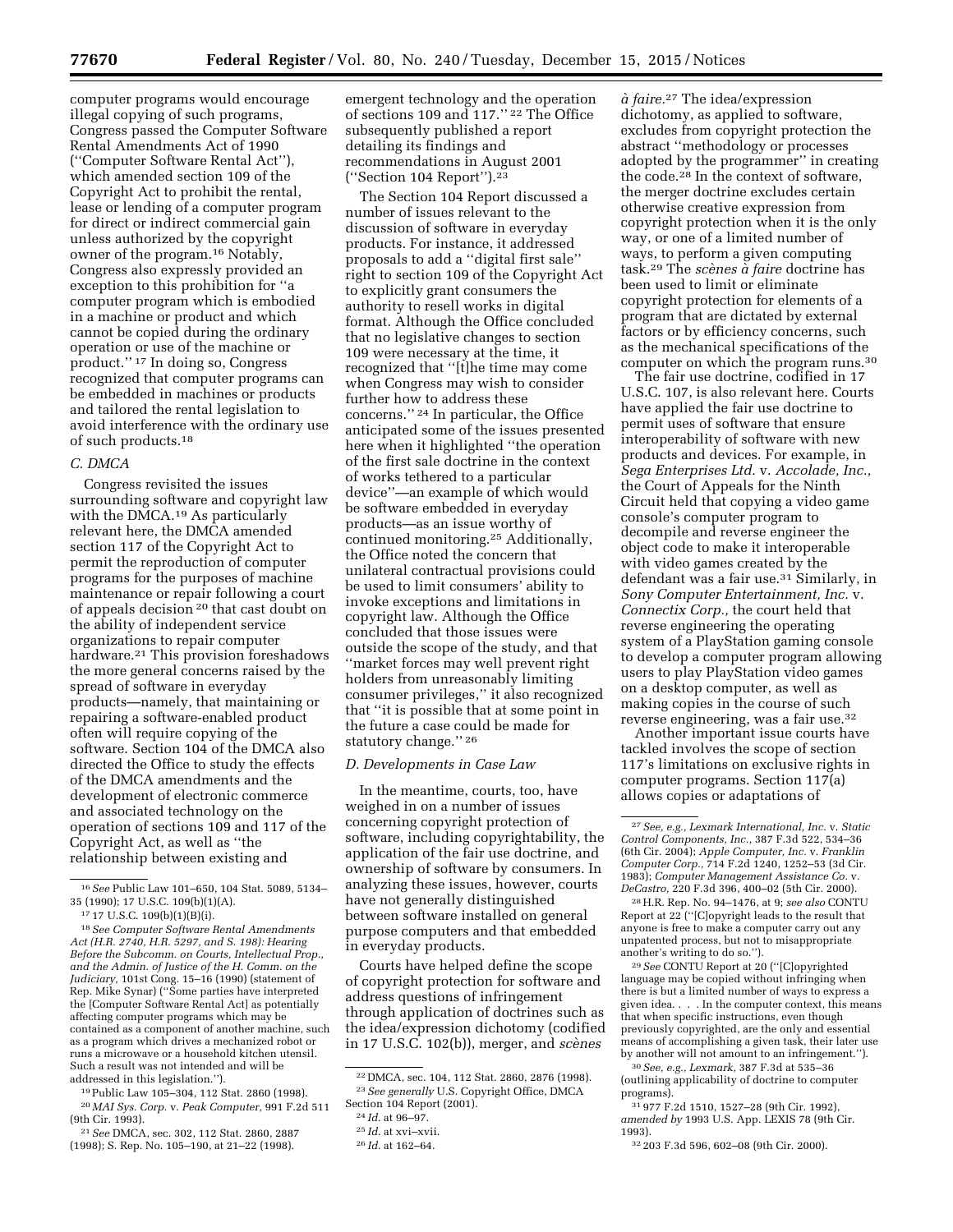computer programs would encourage illegal copying of such programs, Congress passed the Computer Software Rental Amendments Act of 1990 (''Computer Software Rental Act''), which amended section 109 of the Copyright Act to prohibit the rental, lease or lending of a computer program for direct or indirect commercial gain unless authorized by the copyright owner of the program.[16] Notably, Congress also expressly provided an exception to this prohibition for ''a computer program which is embodied in a machine or product and which cannot be copied during the ordinary operation or use of the machine or product.'' [17] In doing so, Congress recognized that computer programs can be embedded in machines or products and tailored the rental legislation to avoid interference with the ordinary use of such products.[18]

### C. DMCA

Congress revisited the issues surrounding software and copyright law with the DMCA.[19] As particularly relevant here, the DMCA amended section 117 of the Copyright Act to permit the reproduction of computer programs for the purposes of machine maintenance or repair following a court of appeals decision [20] that cast doubt on the ability of independent service organizations to repair computer hardware.[21] This provision foreshadows the more general concerns raised by the spread of software in everyday products—namely, that maintaining or repairing a software-enabled product often will require copying of the software. Section 104 of the DMCA also directed the Office to study the effects of the DMCA amendments and the development of electronic commerce and associated technology on the operation of sections 109 and 117 of the Copyright Act, as well as ''the relationship between existing and emergent technology and the operation of sections 109 and 117.'' [22] The Office subsequently published a report detailing its findings and recommendations in August 2001 (''Section 104 Report'').[23]

The Section 104 Report discussed a number of issues relevant to the discussion of software in everyday products. For instance, it addressed proposals to add a ''digital first sale'' right to section 109 of the Copyright Act to explicitly grant consumers the authority to resell works in digital format. Although the Office concluded that no legislative changes to section 109 were necessary at the time, it recognized that ''[t]he time may come when Congress may wish to consider further how to address these concerns.'' [24] In particular, the Office anticipated some of the issues presented here when it highlighted ''the operation of the first sale doctrine in the context of works tethered to a particular device''—an example of which would be software embedded in everyday products—as an issue worthy of continued monitoring.[25] Additionally, the Office noted the concern that unilateral contractual provisions could be used to limit consumers' ability to invoke exceptions and limitations in copyright law. Although the Office concluded that those issues were outside the scope of the study, and that ''market forces may well prevent right holders from unreasonably limiting consumer privileges,'' it also recognized that ''it is possible that at some point in the future a case could be made for statutory change.'' [26]

### D. Developments in Case Law

In the meantime, courts, too, have weighed in on a number of issues concerning copyright protection of software, including copyrightability, the application of the fair use doctrine, and ownership of software by consumers. In analyzing these issues, however, courts have not generally distinguished between software installed on general purpose computers and that embedded in everyday products.

Courts have helped define the scope of copyright protection for software and address questions of infringement through application of doctrines such as the idea/expression dichotomy (codified in 17 U.S.C. 102(b)), merger, and *scènes à faire*.[27] The idea/expression dichotomy, as applied to software, excludes from copyright protection the abstract ''methodology or processes adopted by the programmer'' in creating the code.[28] In the context of software, the merger doctrine excludes certain otherwise creative expression from copyright protection when it is the only way, or one of a limited number of ways, to perform a given computing task.[29] The *scènes à faire* doctrine has been used to limit or eliminate copyright protection for elements of a program that are dictated by external factors or by efficiency concerns, such as the mechanical specifications of the computer on which the program runs.[30]

The fair use doctrine, codified in 17 U.S.C. 107, is also relevant here. Courts have applied the fair use doctrine to permit uses of software that ensure interoperability of software with new products and devices. For example, in *Sega Enterprises Ltd.* v. *Accolade, Inc.,* the Court of Appeals for the Ninth Circuit held that copying a video game console's computer program to decompile and reverse engineer the object code to make it interoperable with video games created by the defendant was a fair use.[31] Similarly, in *Sony Computer Entertainment, Inc.* v. *Connectix Corp.,* the court held that reverse engineering the operating system of a PlayStation gaming console to develop a computer program allowing users to play PlayStation video games on a desktop computer, as well as making copies in the course of such reverse engineering, was a fair use.[32]

Another important issue courts have tackled involves the scope of section 117's limitations on exclusive rights in computer programs. Section 117(a) allows copies or adaptations of

---

[16] *See* Public Law 101–650, 104 Stat. 5089, 5134–35 (1990); 17 U.S.C. 109(b)(1)(A).

[17] 17 U.S.C. 109(b)(1)(B)(i).

[18] *See Computer Software Rental Amendments Act (H.R. 2740, H.R. 5297, and S. 198): Hearing Before the Subcomm. on Courts, Intellectual Prop., and the Admin. of Justice of the H. Comm. on the Judiciary,* 101st Cong. 15–16 (1990) (statement of Rep. Mike Synar) (''Some parties have interpreted the [Computer Software Rental Act] as potentially affecting computer programs which may be contained as a component of another machine, such as a program which drives a mechanized robot or runs a microwave or a household kitchen utensil. Such a result was not intended and will be addressed in this legislation.'').

[19] Public Law 105–304, 112 Stat. 2860 (1998).

[20] *MAI Sys. Corp.* v. *Peak Computer,* 991 F.2d 511 (9th Cir. 1993).

[21] *See* DMCA, sec. 302, 112 Stat. 2860, 2887 (1998); S. Rep. No. 105–190, at 21–22 (1998).

[22] DMCA, sec. 104, 112 Stat. 2860, 2876 (1998).

[23] *See generally* U.S. Copyright Office, DMCA Section 104 Report (2001).

[24] *Id.* at 96–97.

[25] *Id.* at xvi–xvii.

[26] *Id.* at 162–64.

[27] *See, e.g., Lexmark International, Inc.* v. *Static Control Components, Inc.,* 387 F.3d 522, 534–36 (6th Cir. 2004); *Apple Computer, Inc.* v. *Franklin Computer Corp.,* 714 F.2d 1240, 1252–53 (3d Cir. 1983); *Computer Management Assistance Co.* v. *DeCastro,* 220 F.3d 396, 400–02 (5th Cir. 2000).

[28] H.R. Rep. No. 94–1476, at 9; *see also* CONTU Report at 22 (''[C]opyright leads to the result that anyone is free to make a computer carry out any unpatented process, but not to misappropriate another's writing to do so.'').

[29] *See* CONTU Report at 20 (''[C]opyrighted language may be copied without infringing when there is but a limited number of ways to express a given idea. . . . In the computer context, this means that when specific instructions, even though previously copyrighted, are the only and essential means of accomplishing a given task, their later use by another will not amount to an infringement.'').

[30] *See, e.g., Lexmark,* 387 F.3d at 535–36 (outlining applicability of doctrine to computer programs).

[31] 977 F.2d 1510, 1527–28 (9th Cir. 1992), *amended by* 1993 U.S. App. LEXIS 78 (9th Cir. 1993).

[32] 203 F.3d 596, 602–08 (9th Cir. 2000).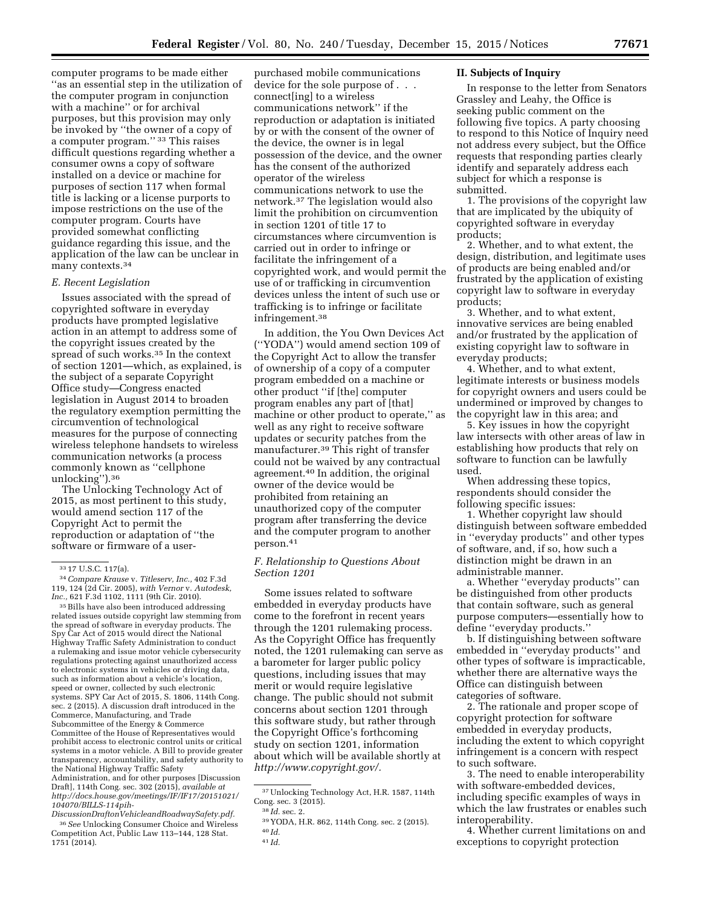computer programs to be made either "as an essential step in the utilization of the computer program in conjunction with a machine" or for archival purposes, but this provision may only be invoked by "the owner of a copy of a computer program."[33] This raises difficult questions regarding whether a consumer owns a copy of software installed on a device or machine for purposes of section 117 when formal title is lacking or a license purports to impose restrictions on the use of the computer program. Courts have provided somewhat conflicting guidance regarding this issue, and the application of the law can be unclear in many contexts.[34]

### *E. Recent Legislation*

Issues associated with the spread of copyrighted software in everyday products have prompted legislative action in an attempt to address some of the copyright issues created by the spread of such works.[35] In the context of section 1201—which, as explained, is the subject of a separate Copyright Office study—Congress enacted legislation in August 2014 to broaden the regulatory exemption permitting the circumvention of technological measures for the purpose of connecting wireless telephone handsets to wireless communication networks (a process commonly known as "cellphone unlocking").[36]

The Unlocking Technology Act of 2015, as most pertinent to this study, would amend section 117 of the Copyright Act to permit the reproduction or adaptation of "the software or firmware of a user-purchased mobile communications device for the sole purpose of . . . connect[ing] to a wireless communications network" if the reproduction or adaptation is initiated by or with the consent of the owner of the device, the owner is in legal possession of the device, and the owner has the consent of the authorized operator of the wireless communications network to use the network.[37] The legislation would also limit the prohibition on circumvention in section 1201 of title 17 to circumstances where circumvention is carried out in order to infringe or facilitate the infringement of a copyrighted work, and would permit the use of or trafficking in circumvention devices unless the intent of such use or trafficking is to infringe or facilitate infringement.[38]

In addition, the You Own Devices Act ("YODA") would amend section 109 of the Copyright Act to allow the transfer of ownership of a copy of a computer program embedded on a machine or other product "if [the] computer program enables any part of [that] machine or other product to operate," as well as any right to receive software updates or security patches from the manufacturer.[39] This right of transfer could not be waived by any contractual agreement.[40] In addition, the original owner of the device would be prohibited from retaining an unauthorized copy of the computer program after transferring the device and the computer program to another person.[41]

### *F. Relationship to Questions About Section 1201*

Some issues related to software embedded in everyday products have come to the forefront in recent years through the 1201 rulemaking process. As the Copyright Office has frequently noted, the 1201 rulemaking can serve as a barometer for larger public policy questions, including issues that may merit or would require legislative change. The public should not submit concerns about section 1201 through this software study, but rather through the Copyright Office's forthcoming study on section 1201, information about which will be available shortly at *http://www.copyright.gov/.*

## II. Subjects of Inquiry

In response to the letter from Senators Grassley and Leahy, the Office is seeking public comment on the following five topics. A party choosing to respond to this Notice of Inquiry need not address every subject, but the Office requests that responding parties clearly identify and separately address each subject for which a response is submitted.

1. The provisions of the copyright law that are implicated by the ubiquity of copyrighted software in everyday products;
2. Whether, and to what extent, the design, distribution, and legitimate uses of products are being enabled and/or frustrated by the application of existing copyright law to software in everyday products;
3. Whether, and to what extent, innovative services are being enabled and/or frustrated by the application of existing copyright law to software in everyday products;
4. Whether, and to what extent, legitimate interests or business models for copyright owners and users could be undermined or improved by changes to the copyright law in this area; and
5. Key issues in how the copyright law intersects with other areas of law in establishing how products that rely on software to function can be lawfully used.

When addressing these topics, respondents should consider the following specific issues:

1. Whether copyright law should distinguish between software embedded in "everyday products" and other types of software, and, if so, how such a distinction might be drawn in an administrable manner.
   a. Whether "everyday products" can be distinguished from other products that contain software, such as general purpose computers—essentially how to define "everyday products."
   b. If distinguishing between software embedded in "everyday products" and other types of software is impracticable, whether there are alternative ways the Office can distinguish between categories of software.
2. The rationale and proper scope of copyright protection for software embedded in everyday products, including the extent to which copyright infringement is a concern with respect to such software.
3. The need to enable interoperability with software-embedded devices, including specific examples of ways in which the law frustrates or enables such interoperability.
4. Whether current limitations on and exceptions to copyright protection

---

[33] 17 U.S.C. 117(a).

[34] *Compare Krause* v. *Titleserv, Inc.,* 402 F.3d 119, 124 (2d Cir. 2005), *with Vernor* v. *Autodesk, Inc.,* 621 F.3d 1102, 1111 (9th Cir. 2010).

[35] Bills have also been introduced addressing related issues outside copyright law stemming from the spread of software in everyday products. The Spy Car Act of 2015 would direct the National Highway Traffic Safety Administration to conduct a rulemaking and issue motor vehicle cybersecurity regulations protecting against unauthorized access to electronic systems in vehicles or driving data, such as information about a vehicle's location, speed or owner, collected by such electronic systems. SPY Car Act of 2015, S. 1806, 114th Cong. sec. 2 (2015). A discussion draft introduced in the Commerce, Manufacturing, and Trade Subcommittee of the Energy & Commerce Committee of the House of Representatives would prohibit access to electronic control units or critical systems in a motor vehicle. A Bill to provide greater transparency, accountability, and safety authority to the National Highway Traffic Safety Administration, and for other purposes [Discussion Draft], 114th Cong. sec. 302 (2015), *available at http://docs.house.gov/meetings/IF/IF17/20151021/104070/BILLS-114pih-DiscussionDraftonVehicleandRoadwaySafety.pdf.*

[36] *See* Unlocking Consumer Choice and Wireless Competition Act, Public Law 113–144, 128 Stat. 1751 (2014).

[37] Unlocking Technology Act, H.R. 1587, 114th Cong. sec. 3 (2015).

[38] *Id.* sec. 2.

[39] YODA, H.R. 862, 114th Cong. sec. 2 (2015).

[40] *Id.*

[41] *Id.*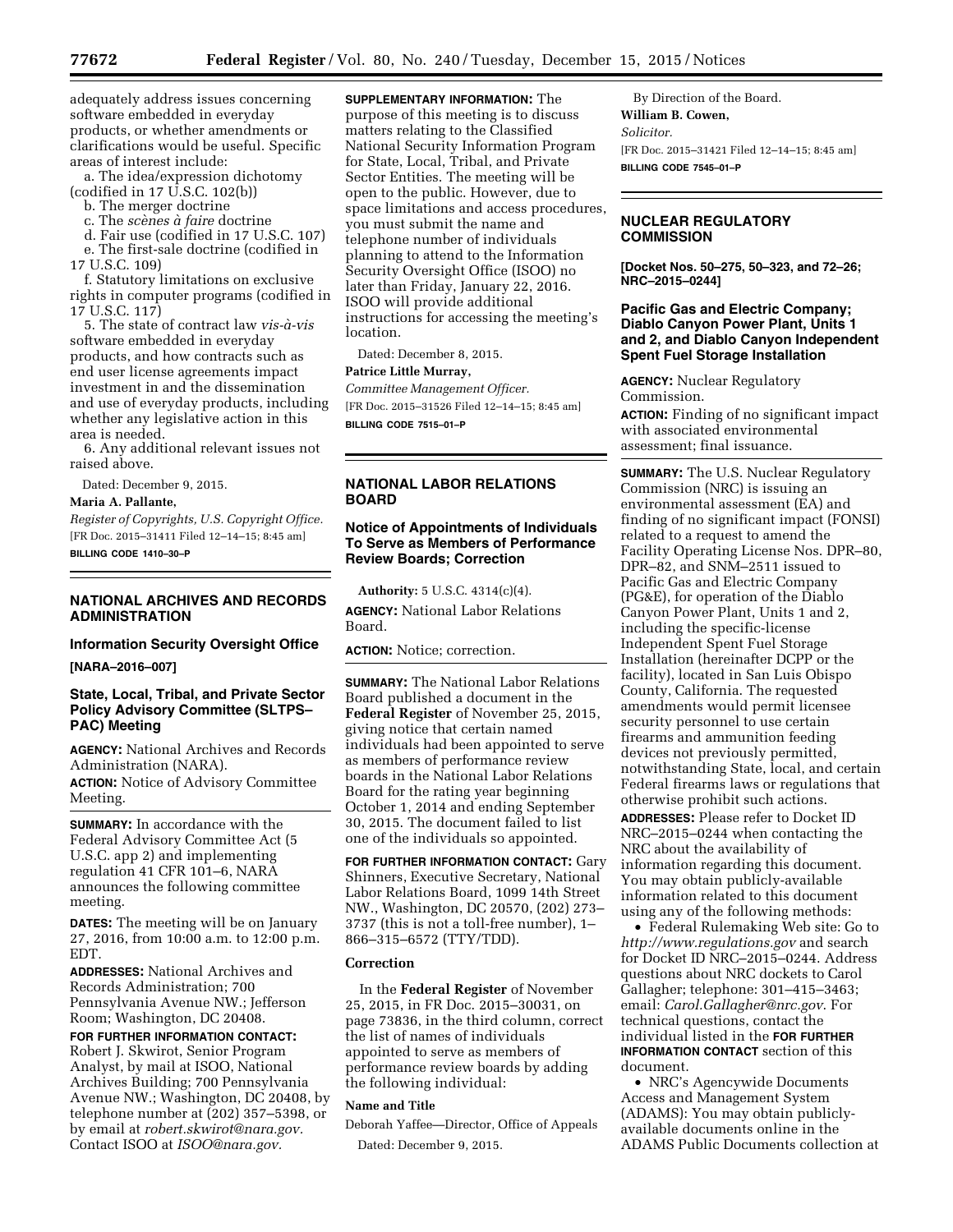adequately address issues concerning software embedded in everyday products, or whether amendments or clarifications would be useful. Specific areas of interest include:

a. The idea/expression dichotomy (codified in 17 U.S.C. 102(b))

b. The merger doctrine

c. The *scènes à faire* doctrine

d. Fair use (codified in 17 U.S.C. 107)

e. The first-sale doctrine (codified in 17 U.S.C. 109)

f. Statutory limitations on exclusive rights in computer programs (codified in 17 U.S.C. 117)

5. The state of contract law *vis-à-vis* software embedded in everyday products, and how contracts such as end user license agreements impact investment in and the dissemination and use of everyday products, including whether any legislative action in this area is needed.

6. Any additional relevant issues not raised above.

Dated: December 9, 2015.

**Maria A. Pallante,**

*Register of Copyrights, U.S. Copyright Office.*

[FR Doc. 2015–31411 Filed 12–14–15; 8:45 am]

**BILLING CODE 1410–30–P**

## NATIONAL ARCHIVES AND RECORDS ADMINISTRATION

### Information Security Oversight Office

**[NARA–2016–007]**

### State, Local, Tribal, and Private Sector Policy Advisory Committee (SLTPS–PAC) Meeting

**AGENCY:** National Archives and Records Administration (NARA).

**ACTION:** Notice of Advisory Committee Meeting.

**SUMMARY:** In accordance with the Federal Advisory Committee Act (5 U.S.C. app 2) and implementing regulation 41 CFR 101–6, NARA announces the following committee meeting.

**DATES:** The meeting will be on January 27, 2016, from 10:00 a.m. to 12:00 p.m. EDT.

**ADDRESSES:** National Archives and Records Administration; 700 Pennsylvania Avenue NW.; Jefferson Room; Washington, DC 20408.

**FOR FURTHER INFORMATION CONTACT:** Robert J. Skwirot, Senior Program Analyst, by mail at ISOO, National Archives Building; 700 Pennsylvania Avenue NW.; Washington, DC 20408, by telephone number at (202) 357–5398, or by email at *robert.skwirot@nara.gov.* Contact ISOO at *ISOO@nara.gov.*

**SUPPLEMENTARY INFORMATION:** The purpose of this meeting is to discuss matters relating to the Classified National Security Information Program for State, Local, Tribal, and Private Sector Entities. The meeting will be open to the public. However, due to space limitations and access procedures, you must submit the name and telephone number of individuals planning to attend to the Information Security Oversight Office (ISOO) no later than Friday, January 22, 2016. ISOO will provide additional instructions for accessing the meeting's location.

Dated: December 8, 2015.

**Patrice Little Murray,**

*Committee Management Officer.*

[FR Doc. 2015–31526 Filed 12–14–15; 8:45 am]

**BILLING CODE 7515–01–P**

## NATIONAL LABOR RELATIONS BOARD

### Notice of Appointments of Individuals To Serve as Members of Performance Review Boards; Correction

**Authority:** 5 U.S.C. 4314(c)(4).

**AGENCY:** National Labor Relations Board.

**ACTION:** Notice; correction.

**SUMMARY:** The National Labor Relations Board published a document in the **Federal Register** of November 25, 2015, giving notice that certain named individuals had been appointed to serve as members of performance review boards in the National Labor Relations Board for the rating year beginning October 1, 2014 and ending September 30, 2015. The document failed to list one of the individuals so appointed.

**FOR FURTHER INFORMATION CONTACT:** Gary Shinners, Executive Secretary, National Labor Relations Board, 1099 14th Street NW., Washington, DC 20570, (202) 273–3737 (this is not a toll-free number), 1–866–315–6572 (TTY/TDD).

### Correction

In the **Federal Register** of November 25, 2015, in FR Doc. 2015–30031, on page 73836, in the third column, correct the list of names of individuals appointed to serve as members of performance review boards by adding the following individual:

#### Name and Title

Deborah Yaffee—Director, Office of Appeals

Dated: December 9, 2015.

By Direction of the Board.

**William B. Cowen,**

*Solicitor.*

[FR Doc. 2015–31421 Filed 12–14–15; 8:45 am]

**BILLING CODE 7545–01–P**

## NUCLEAR REGULATORY COMMISSION

**[Docket Nos. 50–275, 50–323, and 72–26; NRC–2015–0244]**

### Pacific Gas and Electric Company; Diablo Canyon Power Plant, Units 1 and 2, and Diablo Canyon Independent Spent Fuel Storage Installation

**AGENCY:** Nuclear Regulatory Commission.

**ACTION:** Finding of no significant impact with associated environmental assessment; final issuance.

**SUMMARY:** The U.S. Nuclear Regulatory Commission (NRC) is issuing an environmental assessment (EA) and finding of no significant impact (FONSI) related to a request to amend the Facility Operating License Nos. DPR–80, DPR–82, and SNM–2511 issued to Pacific Gas and Electric Company (PG&E), for operation of the Diablo Canyon Power Plant, Units 1 and 2, including the specific-license Independent Spent Fuel Storage Installation (hereinafter DCPP or the facility), located in San Luis Obispo County, California. The requested amendments would permit licensee security personnel to use certain firearms and ammunition feeding devices not previously permitted, notwithstanding State, local, and certain Federal firearms laws or regulations that otherwise prohibit such actions.

**ADDRESSES:** Please refer to Docket ID NRC–2015–0244 when contacting the NRC about the availability of information regarding this document. You may obtain publicly-available information related to this document using any of the following methods:

- Federal Rulemaking Web site: Go to *http://www.regulations.gov* and search for Docket ID NRC–2015–0244. Address questions about NRC dockets to Carol Gallagher; telephone: 301–415–3463; email: *Carol.Gallagher@nrc.gov.* For technical questions, contact the individual listed in the **FOR FURTHER INFORMATION CONTACT** section of this document.
- NRC's Agencywide Documents Access and Management System (ADAMS): You may obtain publicly-available documents online in the ADAMS Public Documents collection at